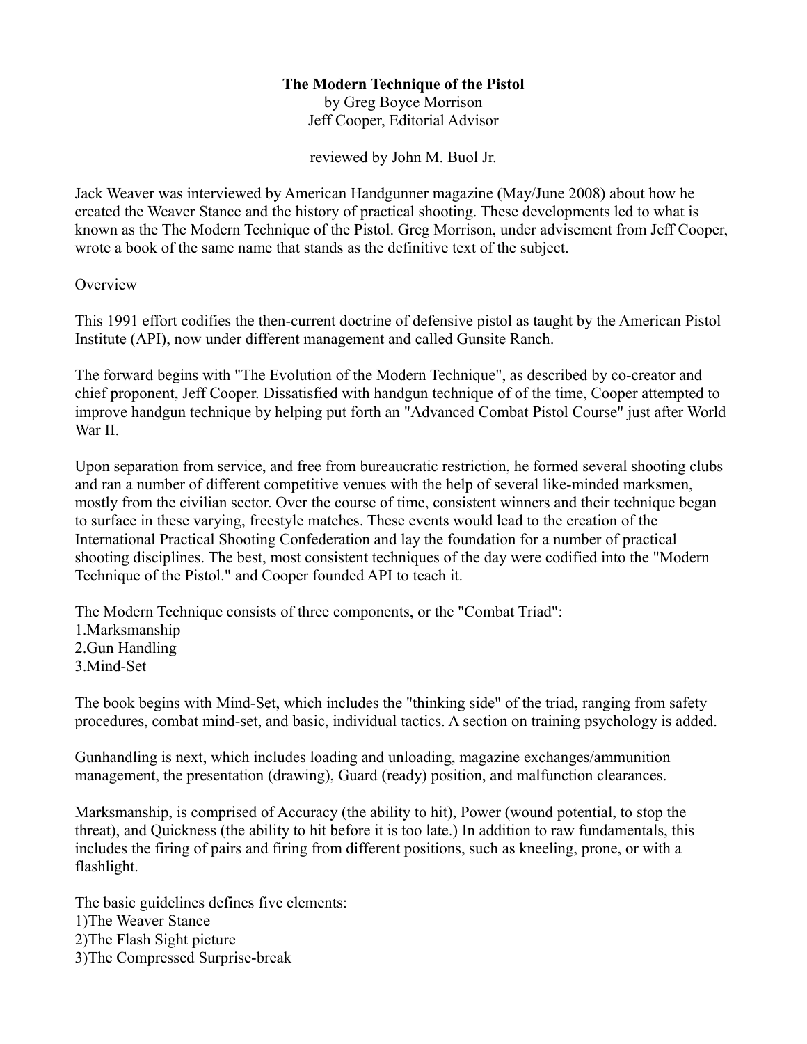**The Modern Technique of the Pistol**
by Greg Boyce Morrison
Jeff Cooper, Editorial Advisor

reviewed by John M. Buol Jr.

Jack Weaver was interviewed by American Handgunner magazine (May/June 2008) about how he created the Weaver Stance and the history of practical shooting. These developments led to what is known as the The Modern Technique of the Pistol. Greg Morrison, under advisement from Jeff Cooper, wrote a book of the same name that stands as the definitive text of the subject.

Overview

This 1991 effort codifies the then-current doctrine of defensive pistol as taught by the American Pistol Institute (API), now under different management and called Gunsite Ranch.

The forward begins with "The Evolution of the Modern Technique", as described by co-creator and chief proponent, Jeff Cooper. Dissatisfied with handgun technique of of the time, Cooper attempted to improve handgun technique by helping put forth an "Advanced Combat Pistol Course" just after World War II.

Upon separation from service, and free from bureaucratic restriction, he formed several shooting clubs and ran a number of different competitive venues with the help of several like-minded marksmen, mostly from the civilian sector. Over the course of time, consistent winners and their technique began to surface in these varying, freestyle matches. These events would lead to the creation of the International Practical Shooting Confederation and lay the foundation for a number of practical shooting disciplines. The best, most consistent techniques of the day were codified into the "Modern Technique of the Pistol." and Cooper founded API to teach it.

The Modern Technique consists of three components, or the "Combat Triad":
1.Marksmanship
2.Gun Handling
3.Mind-Set

The book begins with Mind-Set, which includes the "thinking side" of the triad, ranging from safety procedures, combat mind-set, and basic, individual tactics. A section on training psychology is added.

Gunhandling is next, which includes loading and unloading, magazine exchanges/ammunition management, the presentation (drawing), Guard (ready) position, and malfunction clearances.

Marksmanship, is comprised of Accuracy (the ability to hit), Power (wound potential, to stop the threat), and Quickness (the ability to hit before it is too late.) In addition to raw fundamentals, this includes the firing of pairs and firing from different positions, such as kneeling, prone, or with a flashlight.

The basic guidelines defines five elements:
1)The Weaver Stance
2)The Flash Sight picture
3)The Compressed Surprise-break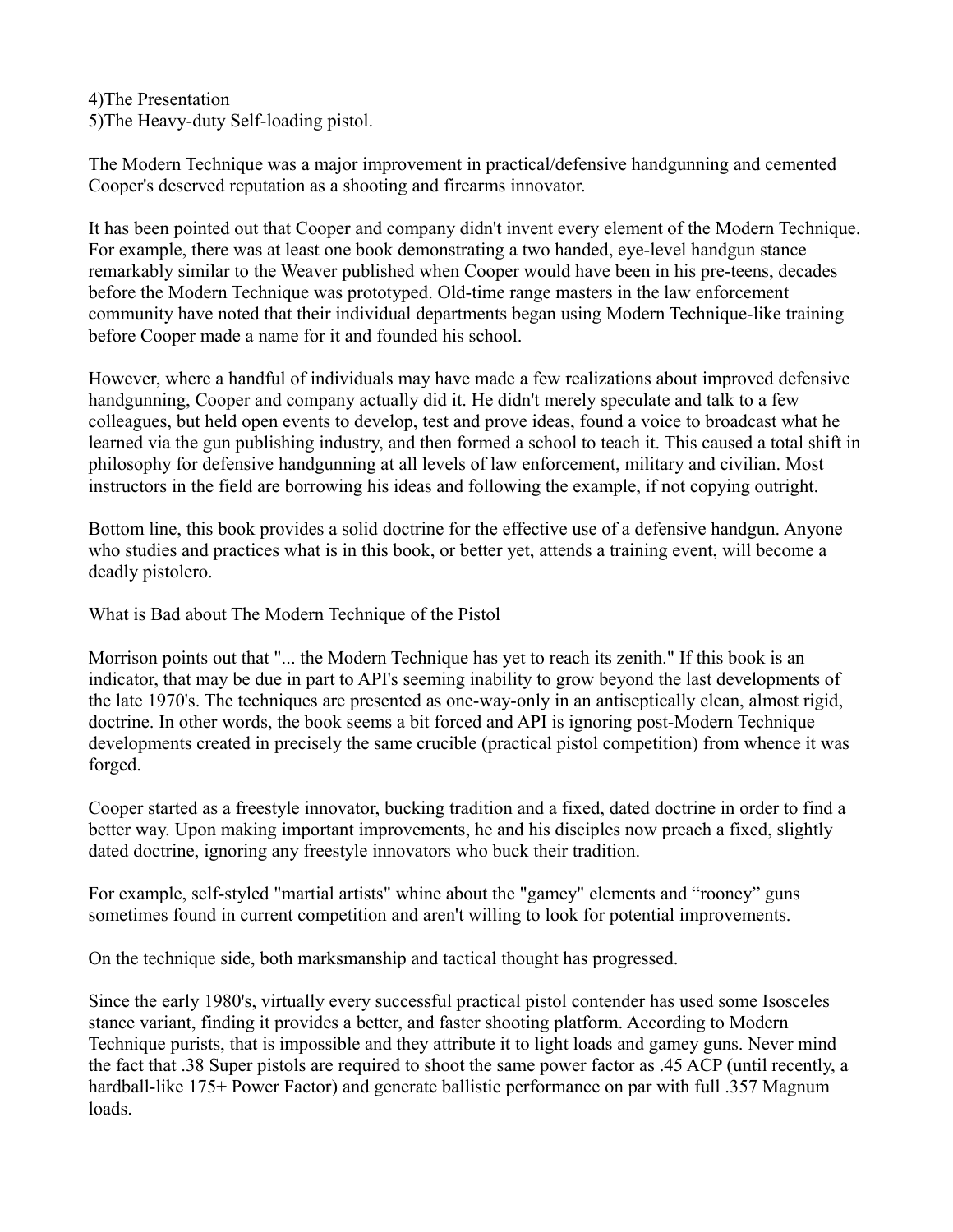4)The Presentation
5)The Heavy-duty Self-loading pistol.

The Modern Technique was a major improvement in practical/defensive handgunning and cemented Cooper's deserved reputation as a shooting and firearms innovator.

It has been pointed out that Cooper and company didn't invent every element of the Modern Technique. For example, there was at least one book demonstrating a two handed, eye-level handgun stance remarkably similar to the Weaver published when Cooper would have been in his pre-teens, decades before the Modern Technique was prototyped. Old-time range masters in the law enforcement community have noted that their individual departments began using Modern Technique-like training before Cooper made a name for it and founded his school.

However, where a handful of individuals may have made a few realizations about improved defensive handgunning, Cooper and company actually did it. He didn't merely speculate and talk to a few colleagues, but held open events to develop, test and prove ideas, found a voice to broadcast what he learned via the gun publishing industry, and then formed a school to teach it. This caused a total shift in philosophy for defensive handgunning at all levels of law enforcement, military and civilian. Most instructors in the field are borrowing his ideas and following the example, if not copying outright.

Bottom line, this book provides a solid doctrine for the effective use of a defensive handgun. Anyone who studies and practices what is in this book, or better yet, attends a training event, will become a deadly pistolero.

What is Bad about The Modern Technique of the Pistol

Morrison points out that "... the Modern Technique has yet to reach its zenith." If this book is an indicator, that may be due in part to API's seeming inability to grow beyond the last developments of the late 1970's. The techniques are presented as one-way-only in an antiseptically clean, almost rigid, doctrine. In other words, the book seems a bit forced and API is ignoring post-Modern Technique developments created in precisely the same crucible (practical pistol competition) from whence it was forged.

Cooper started as a freestyle innovator, bucking tradition and a fixed, dated doctrine in order to find a better way. Upon making important improvements, he and his disciples now preach a fixed, slightly dated doctrine, ignoring any freestyle innovators who buck their tradition.

For example, self-styled "martial artists" whine about the "gamey" elements and “rooney” guns sometimes found in current competition and aren't willing to look for potential improvements.

On the technique side, both marksmanship and tactical thought has progressed.

Since the early 1980's, virtually every successful practical pistol contender has used some Isosceles stance variant, finding it provides a better, and faster shooting platform. According to Modern Technique purists, that is impossible and they attribute it to light loads and gamey guns. Never mind the fact that .38 Super pistols are required to shoot the same power factor as .45 ACP (until recently, a hardball-like 175+ Power Factor) and generate ballistic performance on par with full .357 Magnum loads.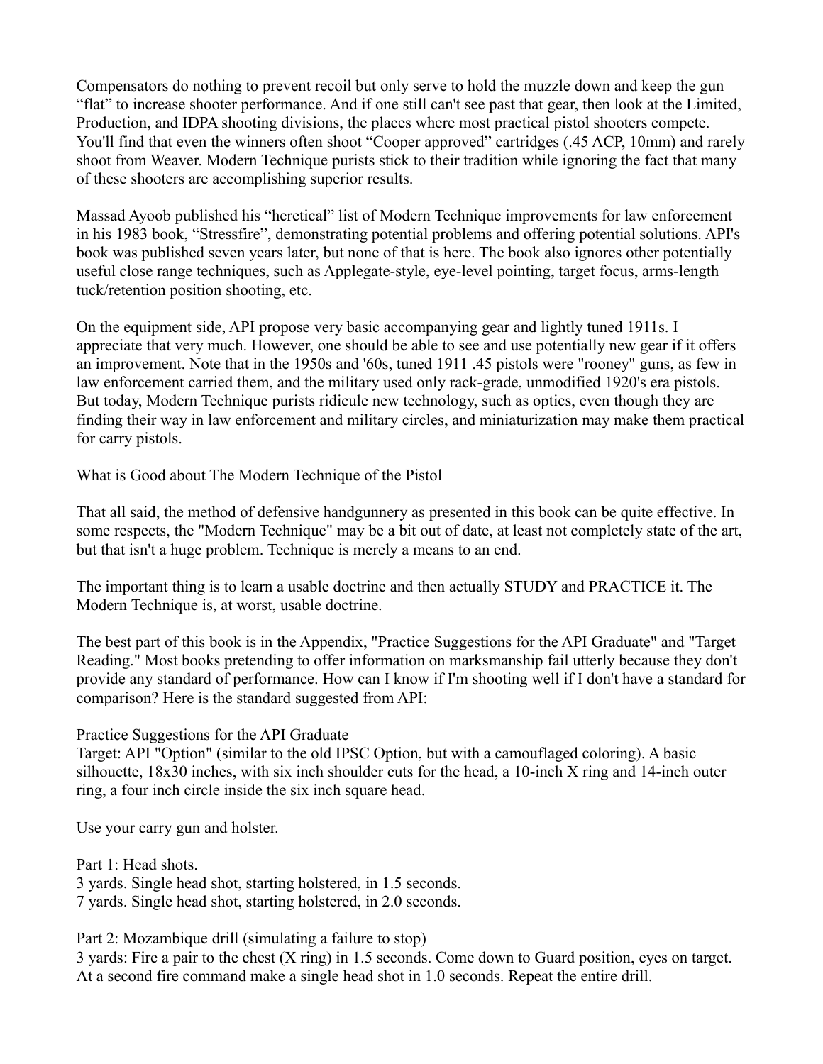Compensators do nothing to prevent recoil but only serve to hold the muzzle down and keep the gun "flat" to increase shooter performance. And if one still can't see past that gear, then look at the Limited, Production, and IDPA shooting divisions, the places where most practical pistol shooters compete. You'll find that even the winners often shoot "Cooper approved" cartridges (.45 ACP, 10mm) and rarely shoot from Weaver. Modern Technique purists stick to their tradition while ignoring the fact that many of these shooters are accomplishing superior results.

Massad Ayoob published his "heretical" list of Modern Technique improvements for law enforcement in his 1983 book, "Stressfire", demonstrating potential problems and offering potential solutions. API's book was published seven years later, but none of that is here. The book also ignores other potentially useful close range techniques, such as Applegate-style, eye-level pointing, target focus, arms-length tuck/retention position shooting, etc.

On the equipment side, API propose very basic accompanying gear and lightly tuned 1911s. I appreciate that very much. However, one should be able to see and use potentially new gear if it offers an improvement. Note that in the 1950s and '60s, tuned 1911 .45 pistols were "rooney" guns, as few in law enforcement carried them, and the military used only rack-grade, unmodified 1920's era pistols. But today, Modern Technique purists ridicule new technology, such as optics, even though they are finding their way in law enforcement and military circles, and miniaturization may make them practical for carry pistols.

## What is Good about The Modern Technique of the Pistol

That all said, the method of defensive handgunnery as presented in this book can be quite effective. In some respects, the "Modern Technique" may be a bit out of date, at least not completely state of the art, but that isn't a huge problem. Technique is merely a means to an end.

The important thing is to learn a usable doctrine and then actually STUDY and PRACTICE it. The Modern Technique is, at worst, usable doctrine.

The best part of this book is in the Appendix, "Practice Suggestions for the API Graduate" and "Target Reading." Most books pretending to offer information on marksmanship fail utterly because they don't provide any standard of performance. How can I know if I'm shooting well if I don't have a standard for comparison? Here is the standard suggested from API:

### Practice Suggestions for the API Graduate

Target: API "Option" (similar to the old IPSC Option, but with a camouflaged coloring). A basic silhouette, 18x30 inches, with six inch shoulder cuts for the head, a 10-inch X ring and 14-inch outer ring, a four inch circle inside the six inch square head.

Use your carry gun and holster.

Part 1: Head shots.
3 yards. Single head shot, starting holstered, in 1.5 seconds.
7 yards. Single head shot, starting holstered, in 2.0 seconds.

Part 2: Mozambique drill (simulating a failure to stop)
3 yards: Fire a pair to the chest (X ring) in 1.5 seconds. Come down to Guard position, eyes on target. At a second fire command make a single head shot in 1.0 seconds. Repeat the entire drill.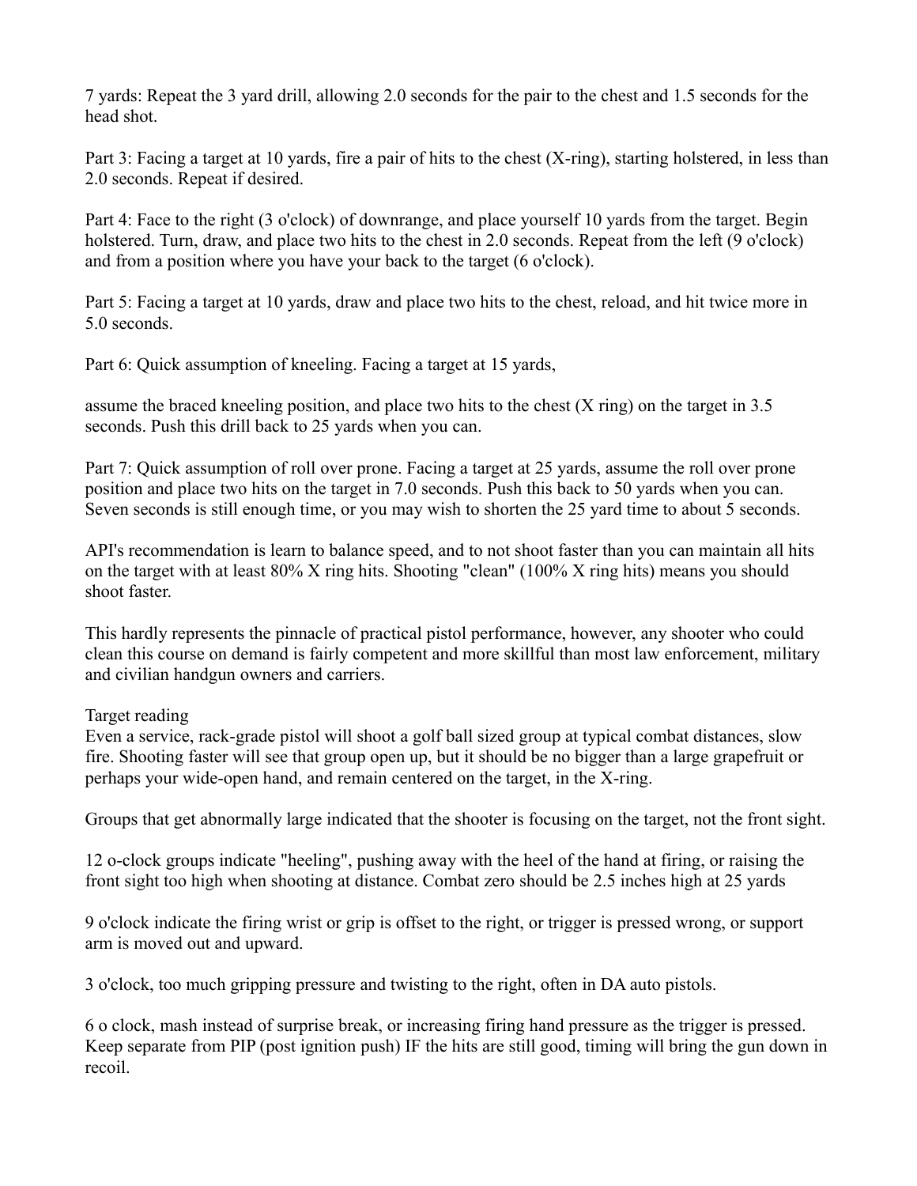7 yards: Repeat the 3 yard drill, allowing 2.0 seconds for the pair to the chest and 1.5 seconds for the head shot.

Part 3: Facing a target at 10 yards, fire a pair of hits to the chest (X-ring), starting holstered, in less than 2.0 seconds. Repeat if desired.

Part 4: Face to the right (3 o'clock) of downrange, and place yourself 10 yards from the target. Begin holstered. Turn, draw, and place two hits to the chest in 2.0 seconds. Repeat from the left (9 o'clock) and from a position where you have your back to the target (6 o'clock).

Part 5: Facing a target at 10 yards, draw and place two hits to the chest, reload, and hit twice more in 5.0 seconds.

Part 6: Quick assumption of kneeling. Facing a target at 15 yards,

assume the braced kneeling position, and place two hits to the chest (X ring) on the target in 3.5 seconds. Push this drill back to 25 yards when you can.

Part 7: Quick assumption of roll over prone. Facing a target at 25 yards, assume the roll over prone position and place two hits on the target in 7.0 seconds. Push this back to 50 yards when you can. Seven seconds is still enough time, or you may wish to shorten the 25 yard time to about 5 seconds.

API's recommendation is learn to balance speed, and to not shoot faster than you can maintain all hits on the target with at least 80% X ring hits. Shooting "clean" (100% X ring hits) means you should shoot faster.

This hardly represents the pinnacle of practical pistol performance, however, any shooter who could clean this course on demand is fairly competent and more skillful than most law enforcement, military and civilian handgun owners and carriers.

Target reading

Even a service, rack-grade pistol will shoot a golf ball sized group at typical combat distances, slow fire. Shooting faster will see that group open up, but it should be no bigger than a large grapefruit or perhaps your wide-open hand, and remain centered on the target, in the X-ring.

Groups that get abnormally large indicated that the shooter is focusing on the target, not the front sight.

12 o-clock groups indicate "heeling", pushing away with the heel of the hand at firing, or raising the front sight too high when shooting at distance. Combat zero should be 2.5 inches high at 25 yards

9 o'clock indicate the firing wrist or grip is offset to the right, or trigger is pressed wrong, or support arm is moved out and upward.

3 o'clock, too much gripping pressure and twisting to the right, often in DA auto pistols.

6 o clock, mash instead of surprise break, or increasing firing hand pressure as the trigger is pressed. Keep separate from PIP (post ignition push) IF the hits are still good, timing will bring the gun down in recoil.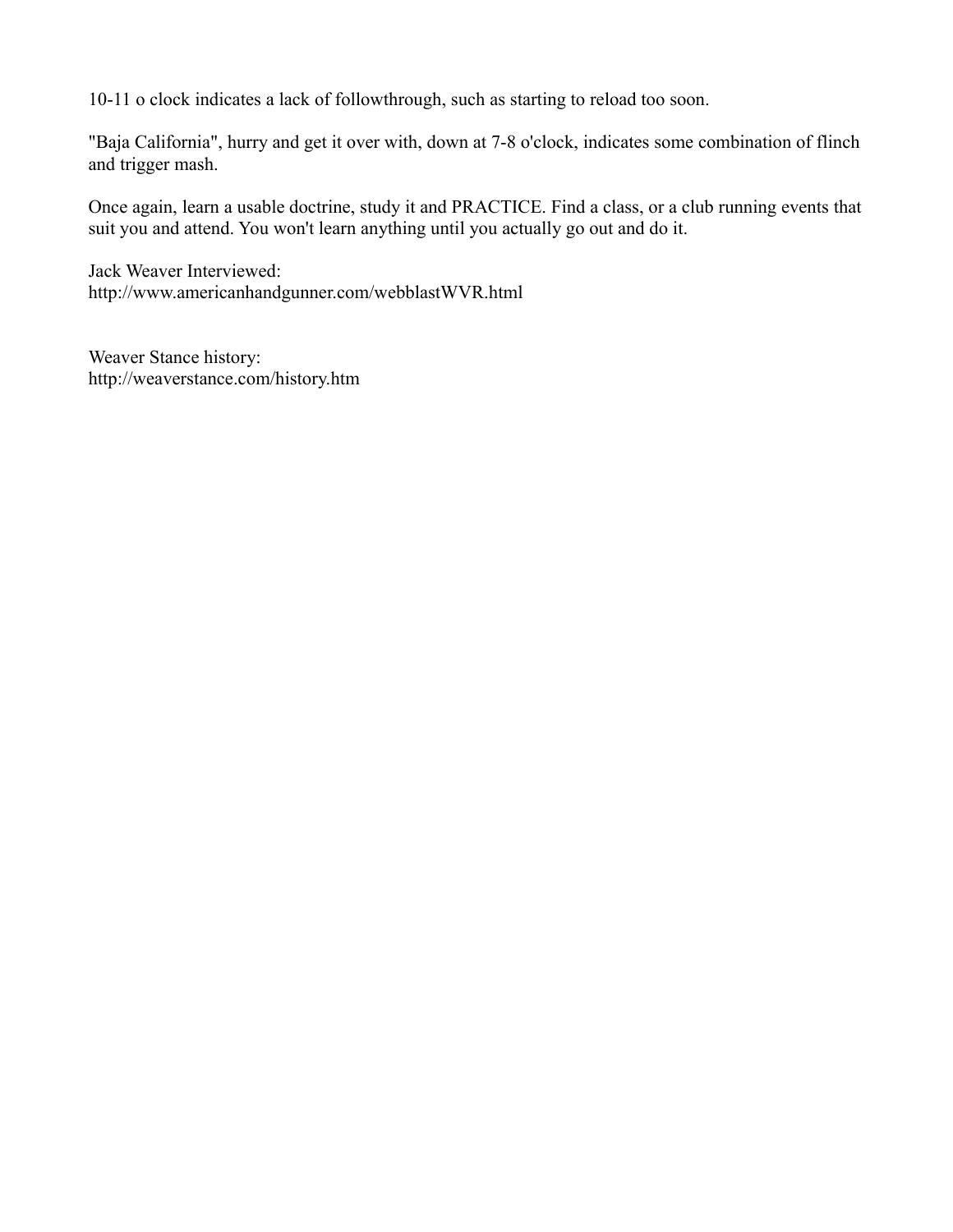10-11 o clock indicates a lack of followthrough, such as starting to reload too soon.

"Baja California", hurry and get it over with, down at 7-8 o'clock, indicates some combination of flinch and trigger mash.

Once again, learn a usable doctrine, study it and PRACTICE. Find a class, or a club running events that suit you and attend. You won't learn anything until you actually go out and do it.

Jack Weaver Interviewed:
http://www.americanhandgunner.com/webblastWVR.html

Weaver Stance history:
http://weaverstance.com/history.htm